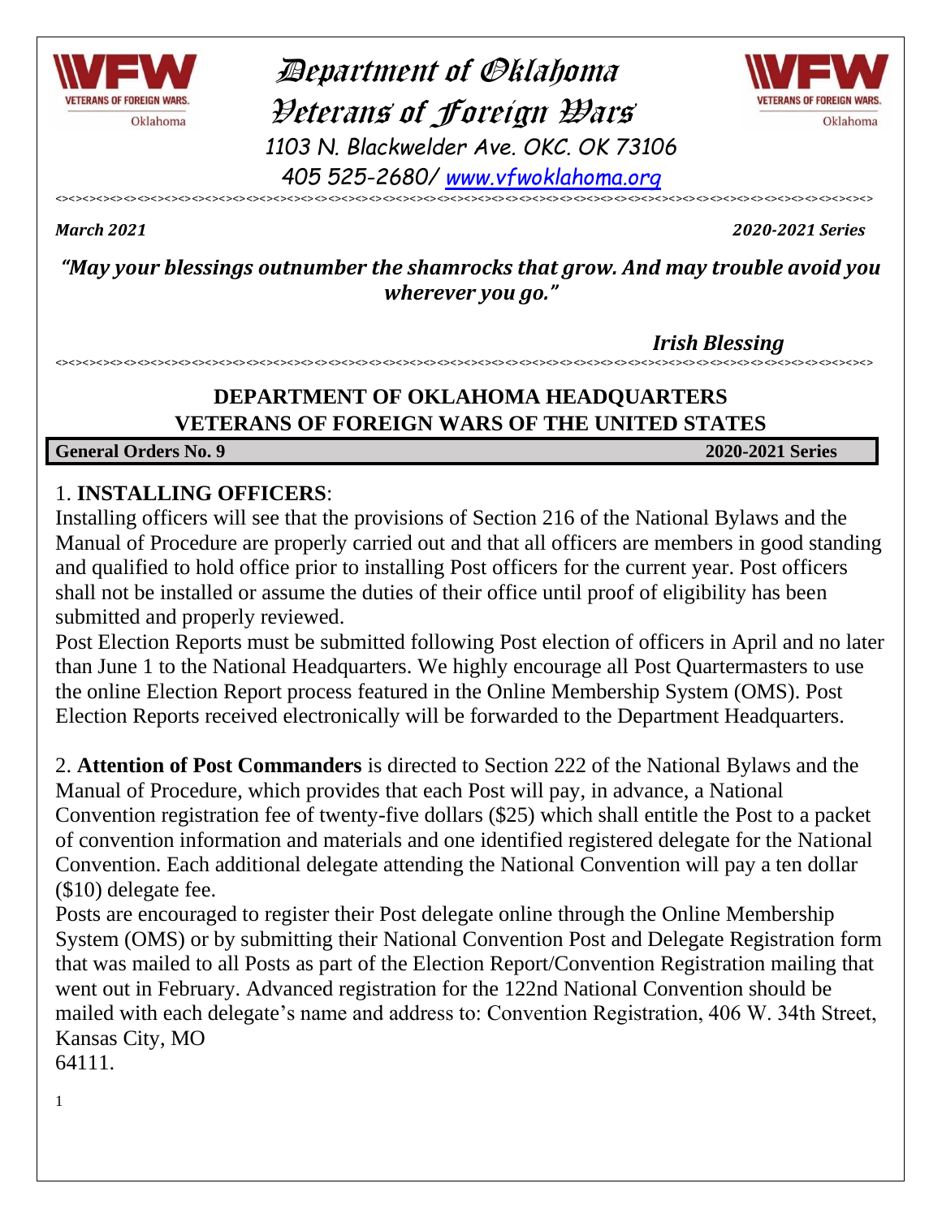# Department of Oklahoma Veterans of Foreign Wars

1103 N. Blackwelder Ave. OKC. OK 73106

405 525-2680/ [www.vfwoklahoma.org](http://www.vfwoklahoma.org)

*March 2021* *2020-2021 Series*

***"May your blessings outnumber the shamrocks that grow. And may trouble avoid you wherever you go."***

***Irish Blessing***

## DEPARTMENT OF OKLAHOMA HEADQUARTERS
## VETERANS OF FOREIGN WARS OF THE UNITED STATES

**General Orders No. 9** **2020-2021 Series**

1. **INSTALLING OFFICERS**:
Installing officers will see that the provisions of Section 216 of the National Bylaws and the Manual of Procedure are properly carried out and that all officers are members in good standing and qualified to hold office prior to installing Post officers for the current year. Post officers shall not be installed or assume the duties of their office until proof of eligibility has been submitted and properly reviewed.
Post Election Reports must be submitted following Post election of officers in April and no later than June 1 to the National Headquarters. We highly encourage all Post Quartermasters to use the online Election Report process featured in the Online Membership System (OMS). Post Election Reports received electronically will be forwarded to the Department Headquarters.

2. **Attention of Post Commanders** is directed to Section 222 of the National Bylaws and the Manual of Procedure, which provides that each Post will pay, in advance, a National Convention registration fee of twenty-five dollars ($25) which shall entitle the Post to a packet of convention information and materials and one identified registered delegate for the National Convention. Each additional delegate attending the National Convention will pay a ten dollar ($10) delegate fee.
Posts are encouraged to register their Post delegate online through the Online Membership System (OMS) or by submitting their National Convention Post and Delegate Registration form that was mailed to all Posts as part of the Election Report/Convention Registration mailing that went out in February. Advanced registration for the 122nd National Convention should be mailed with each delegate's name and address to: Convention Registration, 406 W. 34th Street, Kansas City, MO
64111.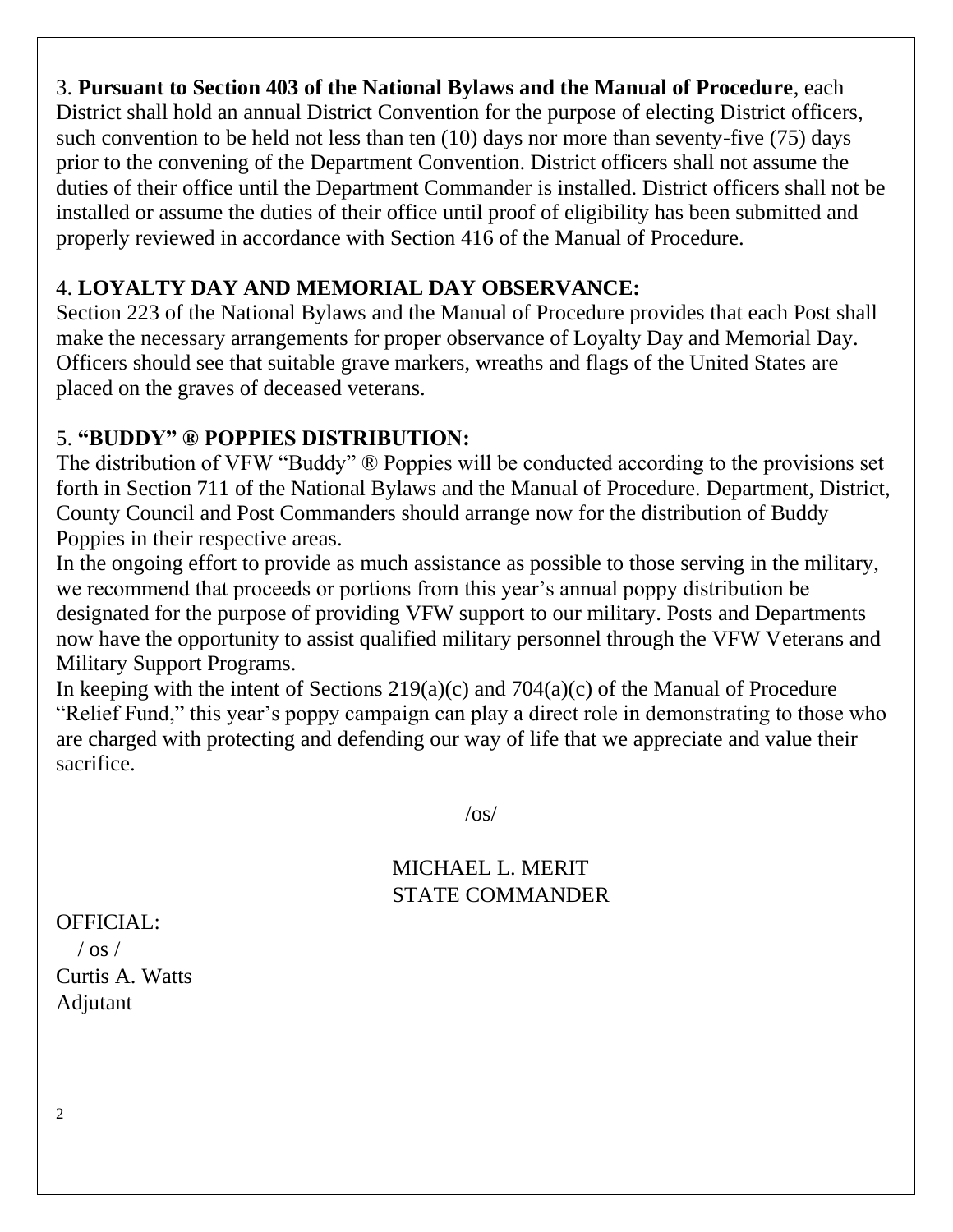3. **Pursuant to Section 403 of the National Bylaws and the Manual of Procedure**, each District shall hold an annual District Convention for the purpose of electing District officers, such convention to be held not less than ten (10) days nor more than seventy-five (75) days prior to the convening of the Department Convention. District officers shall not assume the duties of their office until the Department Commander is installed. District officers shall not be installed or assume the duties of their office until proof of eligibility has been submitted and properly reviewed in accordance with Section 416 of the Manual of Procedure.

4. **LOYALTY DAY AND MEMORIAL DAY OBSERVANCE:**
Section 223 of the National Bylaws and the Manual of Procedure provides that each Post shall make the necessary arrangements for proper observance of Loyalty Day and Memorial Day. Officers should see that suitable grave markers, wreaths and flags of the United States are placed on the graves of deceased veterans.

5. **"BUDDY" ® POPPIES DISTRIBUTION:**
The distribution of VFW "Buddy" ® Poppies will be conducted according to the provisions set forth in Section 711 of the National Bylaws and the Manual of Procedure. Department, District, County Council and Post Commanders should arrange now for the distribution of Buddy Poppies in their respective areas.
In the ongoing effort to provide as much assistance as possible to those serving in the military, we recommend that proceeds or portions from this year's annual poppy distribution be designated for the purpose of providing VFW support to our military. Posts and Departments now have the opportunity to assist qualified military personnel through the VFW Veterans and Military Support Programs.
In keeping with the intent of Sections 219(a)(c) and 704(a)(c) of the Manual of Procedure "Relief Fund," this year's poppy campaign can play a direct role in demonstrating to those who are charged with protecting and defending our way of life that we appreciate and value their sacrifice.

/os/

MICHAEL L. MERIT
STATE COMMANDER

OFFICIAL:
/ os /
Curtis A. Watts
Adjutant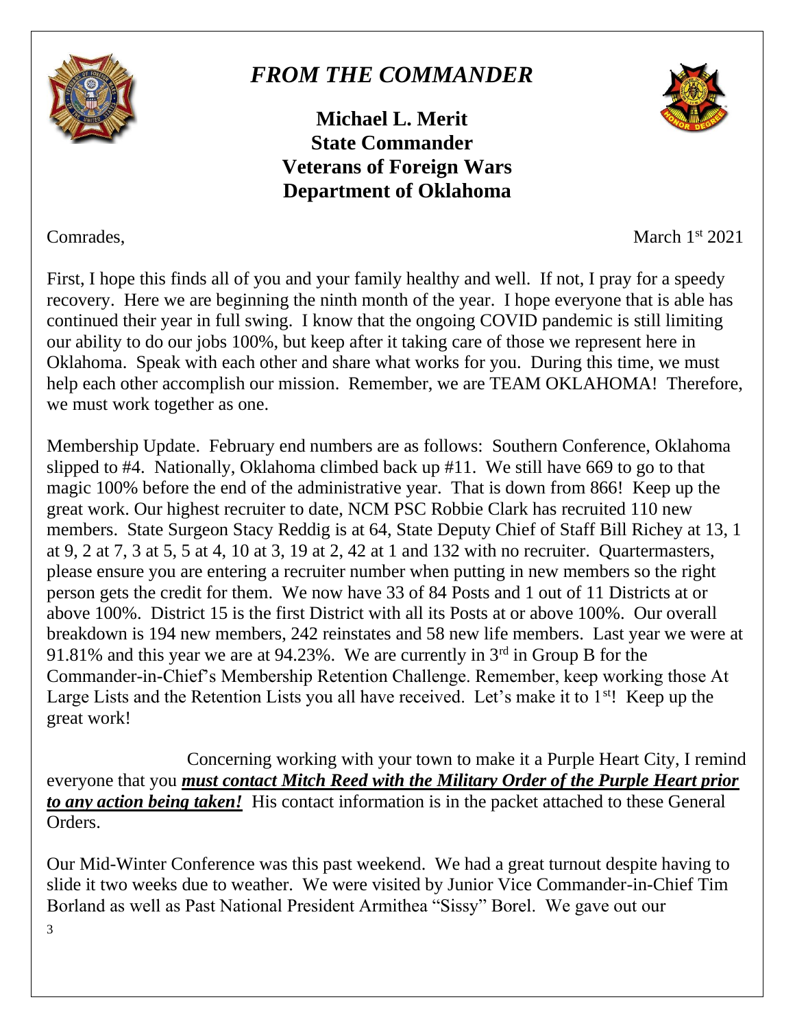# *FROM THE COMMANDER*

**Michael L. Merit**
**State Commander**
**Veterans of Foreign Wars**
**Department of Oklahoma**

Comrades,

March 1st 2021

First, I hope this finds all of you and your family healthy and well. If not, I pray for a speedy recovery. Here we are beginning the ninth month of the year. I hope everyone that is able has continued their year in full swing. I know that the ongoing COVID pandemic is still limiting our ability to do our jobs 100%, but keep after it taking care of those we represent here in Oklahoma. Speak with each other and share what works for you. During this time, we must help each other accomplish our mission. Remember, we are TEAM OKLAHOMA! Therefore, we must work together as one.

Membership Update. February end numbers are as follows: Southern Conference, Oklahoma slipped to #4. Nationally, Oklahoma climbed back up #11. We still have 669 to go to that magic 100% before the end of the administrative year. That is down from 866! Keep up the great work. Our highest recruiter to date, NCM PSC Robbie Clark has recruited 110 new members. State Surgeon Stacy Reddig is at 64, State Deputy Chief of Staff Bill Richey at 13, 1 at 9, 2 at 7, 3 at 5, 5 at 4, 10 at 3, 19 at 2, 42 at 1 and 132 with no recruiter. Quartermasters, please ensure you are entering a recruiter number when putting in new members so the right person gets the credit for them. We now have 33 of 84 Posts and 1 out of 11 Districts at or above 100%. District 15 is the first District with all its Posts at or above 100%. Our overall breakdown is 194 new members, 242 reinstates and 58 new life members. Last year we were at 91.81% and this year we are at 94.23%. We are currently in 3rd in Group B for the Commander-in-Chief's Membership Retention Challenge. Remember, keep working those At Large Lists and the Retention Lists you all have received. Let's make it to 1st! Keep up the great work!

Concerning working with your town to make it a Purple Heart City, I remind everyone that you ***must contact Mitch Reed with the Military Order of the Purple Heart prior to any action being taken!*** His contact information is in the packet attached to these General Orders.

Our Mid-Winter Conference was this past weekend. We had a great turnout despite having to slide it two weeks due to weather. We were visited by Junior Vice Commander-in-Chief Tim Borland as well as Past National President Armithea "Sissy" Borel. We gave out our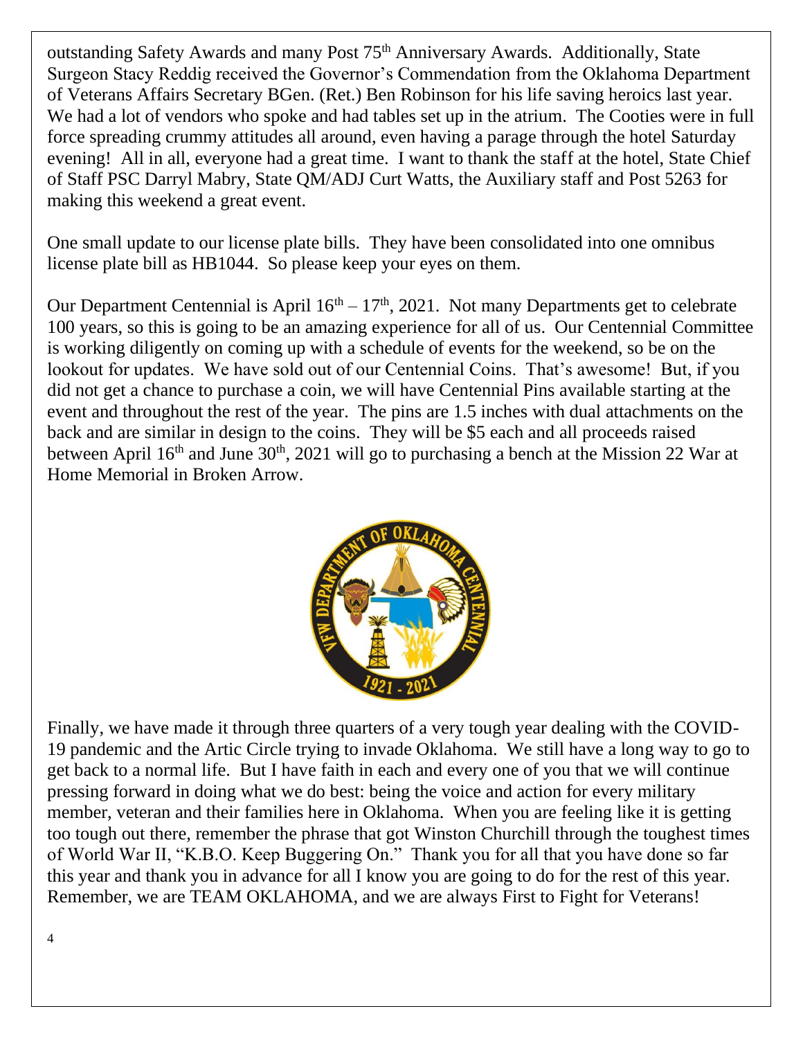outstanding Safety Awards and many Post 75th Anniversary Awards. Additionally, State Surgeon Stacy Reddig received the Governor's Commendation from the Oklahoma Department of Veterans Affairs Secretary BGen. (Ret.) Ben Robinson for his life saving heroics last year. We had a lot of vendors who spoke and had tables set up in the atrium. The Cooties were in full force spreading crummy attitudes all around, even having a parage through the hotel Saturday evening! All in all, everyone had a great time. I want to thank the staff at the hotel, State Chief of Staff PSC Darryl Mabry, State QM/ADJ Curt Watts, the Auxiliary staff and Post 5263 for making this weekend a great event.

One small update to our license plate bills. They have been consolidated into one omnibus license plate bill as HB1044. So please keep your eyes on them.

Our Department Centennial is April 16th – 17th, 2021. Not many Departments get to celebrate 100 years, so this is going to be an amazing experience for all of us. Our Centennial Committee is working diligently on coming up with a schedule of events for the weekend, so be on the lookout for updates. We have sold out of our Centennial Coins. That's awesome! But, if you did not get a chance to purchase a coin, we will have Centennial Pins available starting at the event and throughout the rest of the year. The pins are 1.5 inches with dual attachments on the back and are similar in design to the coins. They will be $5 each and all proceeds raised between April 16th and June 30th, 2021 will go to purchasing a bench at the Mission 22 War at Home Memorial in Broken Arrow.

Finally, we have made it through three quarters of a very tough year dealing with the COVID-19 pandemic and the Artic Circle trying to invade Oklahoma. We still have a long way to go to get back to a normal life. But I have faith in each and every one of you that we will continue pressing forward in doing what we do best: being the voice and action for every military member, veteran and their families here in Oklahoma. When you are feeling like it is getting too tough out there, remember the phrase that got Winston Churchill through the toughest times of World War II, "K.B.O. Keep Buggering On." Thank you for all that you have done so far this year and thank you in advance for all I know you are going to do for the rest of this year. Remember, we are TEAM OKLAHOMA, and we are always First to Fight for Veterans!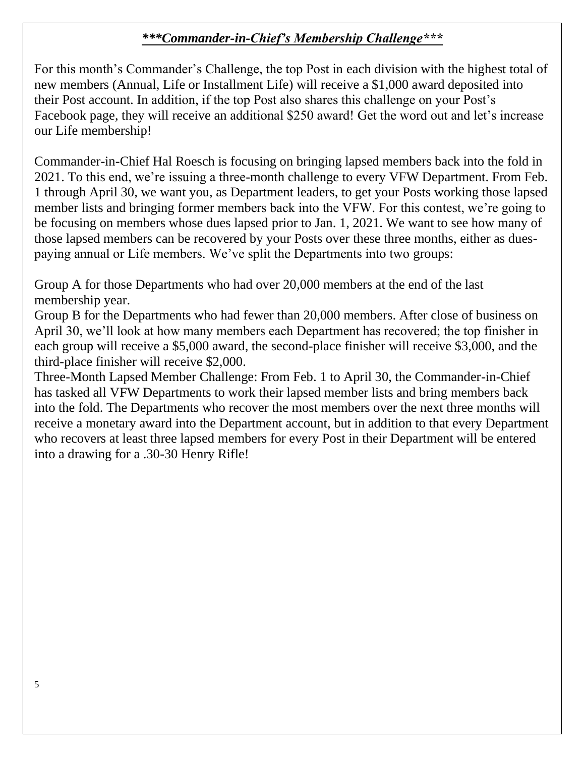## ***Commander-in-Chief's Membership Challenge***

For this month's Commander's Challenge, the top Post in each division with the highest total of new members (Annual, Life or Installment Life) will receive a $1,000 award deposited into their Post account. In addition, if the top Post also shares this challenge on your Post's Facebook page, they will receive an additional $250 award! Get the word out and let's increase our Life membership!

Commander-in-Chief Hal Roesch is focusing on bringing lapsed members back into the fold in 2021. To this end, we're issuing a three-month challenge to every VFW Department. From Feb. 1 through April 30, we want you, as Department leaders, to get your Posts working those lapsed member lists and bringing former members back into the VFW. For this contest, we're going to be focusing on members whose dues lapsed prior to Jan. 1, 2021. We want to see how many of those lapsed members can be recovered by your Posts over these three months, either as dues-paying annual or Life members. We've split the Departments into two groups:

Group A for those Departments who had over 20,000 members at the end of the last membership year.

Group B for the Departments who had fewer than 20,000 members. After close of business on April 30, we'll look at how many members each Department has recovered; the top finisher in each group will receive a $5,000 award, the second-place finisher will receive $3,000, and the third-place finisher will receive $2,000.

Three-Month Lapsed Member Challenge: From Feb. 1 to April 30, the Commander-in-Chief has tasked all VFW Departments to work their lapsed member lists and bring members back into the fold. The Departments who recover the most members over the next three months will receive a monetary award into the Department account, but in addition to that every Department who recovers at least three lapsed members for every Post in their Department will be entered into a drawing for a .30-30 Henry Rifle!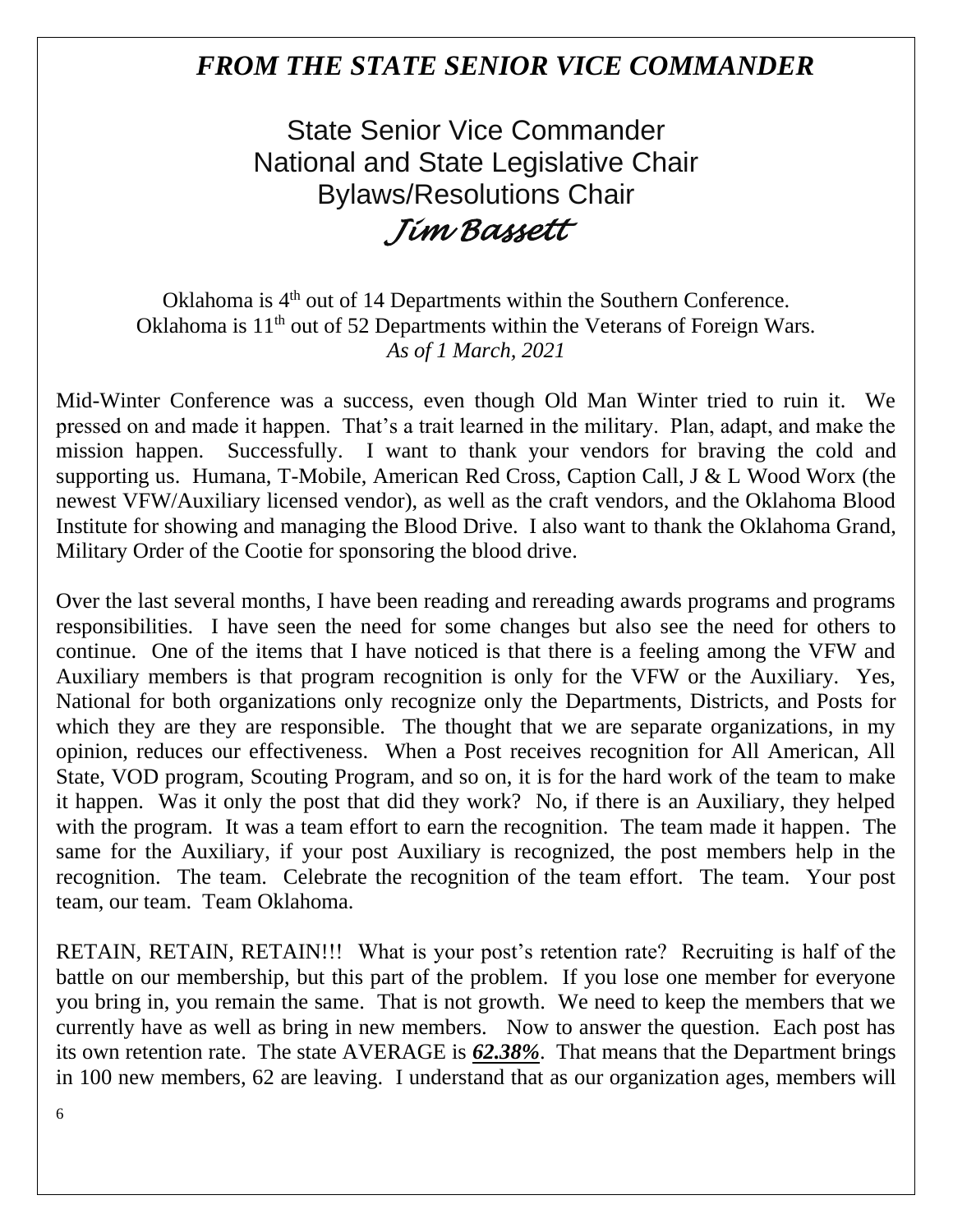# *FROM THE STATE SENIOR VICE COMMANDER*

State Senior Vice Commander
National and State Legislative Chair
Bylaws/Resolutions Chair
*Jim Bassett*

Oklahoma is 4th out of 14 Departments within the Southern Conference.
Oklahoma is 11th out of 52 Departments within the Veterans of Foreign Wars.
*As of 1 March, 2021*

Mid-Winter Conference was a success, even though Old Man Winter tried to ruin it. We pressed on and made it happen. That's a trait learned in the military. Plan, adapt, and make the mission happen. Successfully. I want to thank your vendors for braving the cold and supporting us. Humana, T-Mobile, American Red Cross, Caption Call, J & L Wood Worx (the newest VFW/Auxiliary licensed vendor), as well as the craft vendors, and the Oklahoma Blood Institute for showing and managing the Blood Drive. I also want to thank the Oklahoma Grand, Military Order of the Cootie for sponsoring the blood drive.

Over the last several months, I have been reading and rereading awards programs and programs responsibilities. I have seen the need for some changes but also see the need for others to continue. One of the items that I have noticed is that there is a feeling among the VFW and Auxiliary members is that program recognition is only for the VFW or the Auxiliary. Yes, National for both organizations only recognize only the Departments, Districts, and Posts for which they are they are responsible. The thought that we are separate organizations, in my opinion, reduces our effectiveness. When a Post receives recognition for All American, All State, VOD program, Scouting Program, and so on, it is for the hard work of the team to make it happen. Was it only the post that did they work? No, if there is an Auxiliary, they helped with the program. It was a team effort to earn the recognition. The team made it happen. The same for the Auxiliary, if your post Auxiliary is recognized, the post members help in the recognition. The team. Celebrate the recognition of the team effort. The team. Your post team, our team. Team Oklahoma.

RETAIN, RETAIN, RETAIN!!! What is your post's retention rate? Recruiting is half of the battle on our membership, but this part of the problem. If you lose one member for everyone you bring in, you remain the same. That is not growth. We need to keep the members that we currently have as well as bring in new members. Now to answer the question. Each post has its own retention rate. The state AVERAGE is ***62.38%***. That means that the Department brings in 100 new members, 62 are leaving. I understand that as our organization ages, members will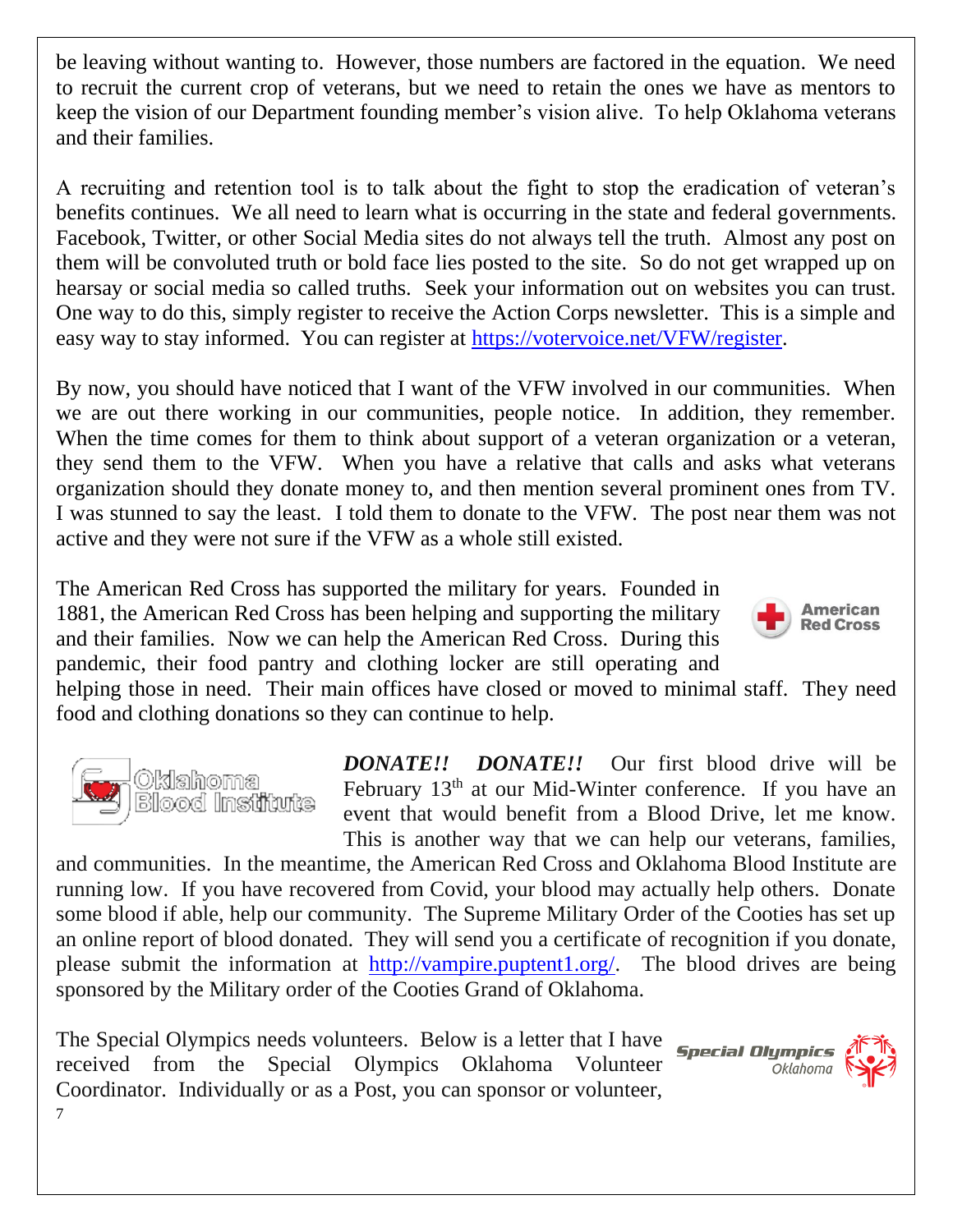be leaving without wanting to. However, those numbers are factored in the equation. We need to recruit the current crop of veterans, but we need to retain the ones we have as mentors to keep the vision of our Department founding member's vision alive. To help Oklahoma veterans and their families.

A recruiting and retention tool is to talk about the fight to stop the eradication of veteran's benefits continues. We all need to learn what is occurring in the state and federal governments. Facebook, Twitter, or other Social Media sites do not always tell the truth. Almost any post on them will be convoluted truth or bold face lies posted to the site. So do not get wrapped up on hearsay or social media so called truths. Seek your information out on websites you can trust. One way to do this, simply register to receive the Action Corps newsletter. This is a simple and easy way to stay informed. You can register at https://votervoice.net/VFW/register.

By now, you should have noticed that I want of the VFW involved in our communities. When we are out there working in our communities, people notice. In addition, they remember. When the time comes for them to think about support of a veteran organization or a veteran, they send them to the VFW. When you have a relative that calls and asks what veterans organization should they donate money to, and then mention several prominent ones from TV. I was stunned to say the least. I told them to donate to the VFW. The post near them was not active and they were not sure if the VFW as a whole still existed.

The American Red Cross has supported the military for years. Founded in 1881, the American Red Cross has been helping and supporting the military and their families. Now we can help the American Red Cross. During this pandemic, their food pantry and clothing locker are still operating and helping those in need. Their main offices have closed or moved to minimal staff. They need food and clothing donations so they can continue to help.

***DONATE!! DONATE!!*** Our first blood drive will be February 13th at our Mid-Winter conference. If you have an event that would benefit from a Blood Drive, let me know. This is another way that we can help our veterans, families, and communities. In the meantime, the American Red Cross and Oklahoma Blood Institute are running low. If you have recovered from Covid, your blood may actually help others. Donate some blood if able, help our community. The Supreme Military Order of the Cooties has set up an online report of blood donated. They will send you a certificate of recognition if you donate, please submit the information at http://vampire.puptent1.org/. The blood drives are being sponsored by the Military order of the Cooties Grand of Oklahoma.

The Special Olympics needs volunteers. Below is a letter that I have received from the Special Olympics Oklahoma Volunteer Coordinator. Individually or as a Post, you can sponsor or volunteer,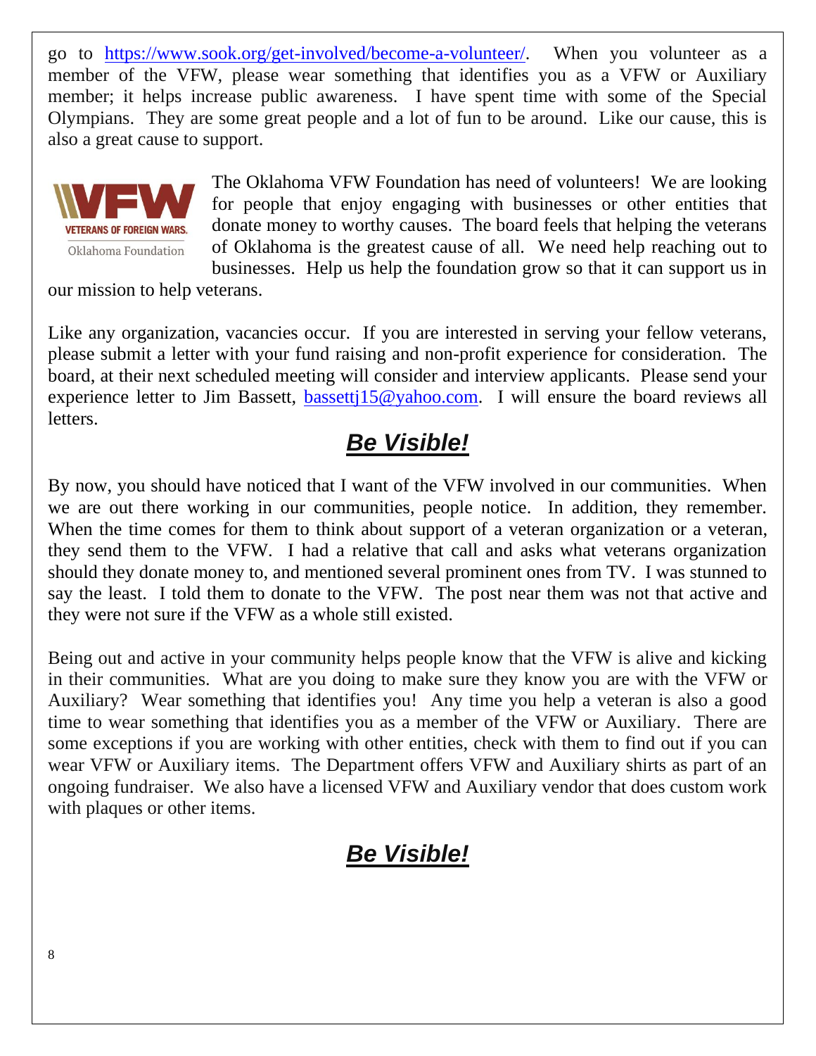go to https://www.sook.org/get-involved/become-a-volunteer/. When you volunteer as a member of the VFW, please wear something that identifies you as a VFW or Auxiliary member; it helps increase public awareness. I have spent time with some of the Special Olympians. They are some great people and a lot of fun to be around. Like our cause, this is also a great cause to support.

VFW VETERANS OF FOREIGN WARS. Oklahoma Foundation

The Oklahoma VFW Foundation has need of volunteers! We are looking for people that enjoy engaging with businesses or other entities that donate money to worthy causes. The board feels that helping the veterans of Oklahoma is the greatest cause of all. We need help reaching out to businesses. Help us help the foundation grow so that it can support us in our mission to help veterans.

Like any organization, vacancies occur. If you are interested in serving your fellow veterans, please submit a letter with your fund raising and non-profit experience for consideration. The board, at their next scheduled meeting will consider and interview applicants. Please send your experience letter to Jim Bassett, bassettj15@yahoo.com. I will ensure the board reviews all letters.

## ***Be Visible!***

By now, you should have noticed that I want of the VFW involved in our communities. When we are out there working in our communities, people notice. In addition, they remember. When the time comes for them to think about support of a veteran organization or a veteran, they send them to the VFW. I had a relative that call and asks what veterans organization should they donate money to, and mentioned several prominent ones from TV. I was stunned to say the least. I told them to donate to the VFW. The post near them was not that active and they were not sure if the VFW as a whole still existed.

Being out and active in your community helps people know that the VFW is alive and kicking in their communities. What are you doing to make sure they know you are with the VFW or Auxiliary? Wear something that identifies you! Any time you help a veteran is also a good time to wear something that identifies you as a member of the VFW or Auxiliary. There are some exceptions if you are working with other entities, check with them to find out if you can wear VFW or Auxiliary items. The Department offers VFW and Auxiliary shirts as part of an ongoing fundraiser. We also have a licensed VFW and Auxiliary vendor that does custom work with plaques or other items.

## ***Be Visible!***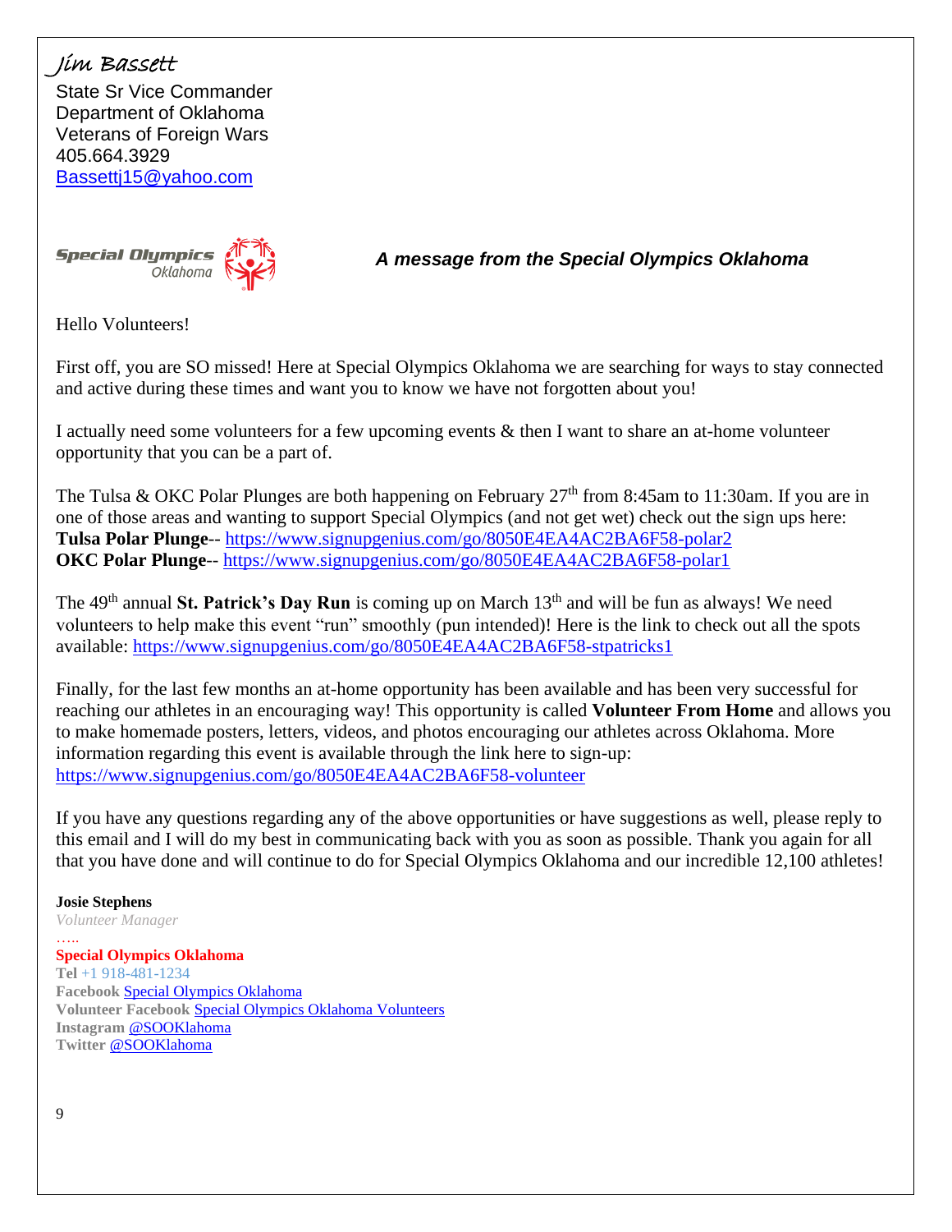*Jim Bassett*

State Sr Vice Commander
Department of Oklahoma
Veterans of Foreign Wars
405.664.3929
[Bassettj15@yahoo.com](mailto:Bassettj15@yahoo.com)

Special Olympics Oklahoma

***A message from the Special Olympics Oklahoma***

Hello Volunteers!

First off, you are SO missed! Here at Special Olympics Oklahoma we are searching for ways to stay connected and active during these times and want you to know we have not forgotten about you!

I actually need some volunteers for a few upcoming events & then I want to share an at-home volunteer opportunity that you can be a part of.

The Tulsa & OKC Polar Plunges are both happening on February 27th from 8:45am to 11:30am. If you are in one of those areas and wanting to support Special Olympics (and not get wet) check out the sign ups here:
**Tulsa Polar Plunge**-- https://www.signupgenius.com/go/8050E4EA4AC2BA6F58-polar2
**OKC Polar Plunge**-- https://www.signupgenius.com/go/8050E4EA4AC2BA6F58-polar1

The 49th annual **St. Patrick's Day Run** is coming up on March 13th and will be fun as always! We need volunteers to help make this event "run" smoothly (pun intended)! Here is the link to check out all the spots available: https://www.signupgenius.com/go/8050E4EA4AC2BA6F58-stpatricks1

Finally, for the last few months an at-home opportunity has been available and has been very successful for reaching our athletes in an encouraging way! This opportunity is called **Volunteer From Home** and allows you to make homemade posters, letters, videos, and photos encouraging our athletes across Oklahoma. More information regarding this event is available through the link here to sign-up:
https://www.signupgenius.com/go/8050E4EA4AC2BA6F58-volunteer

If you have any questions regarding any of the above opportunities or have suggestions as well, please reply to this email and I will do my best in communicating back with you as soon as possible. Thank you again for all that you have done and will continue to do for Special Olympics Oklahoma and our incredible 12,100 athletes!

**Josie Stephens**
*Volunteer Manager*
…..
**Special Olympics Oklahoma**
**Tel** +1 918-481-1234
**Facebook** Special Olympics Oklahoma
**Volunteer Facebook** Special Olympics Oklahoma Volunteers
**Instagram** @SOOKlahoma
**Twitter** @SOOKlahoma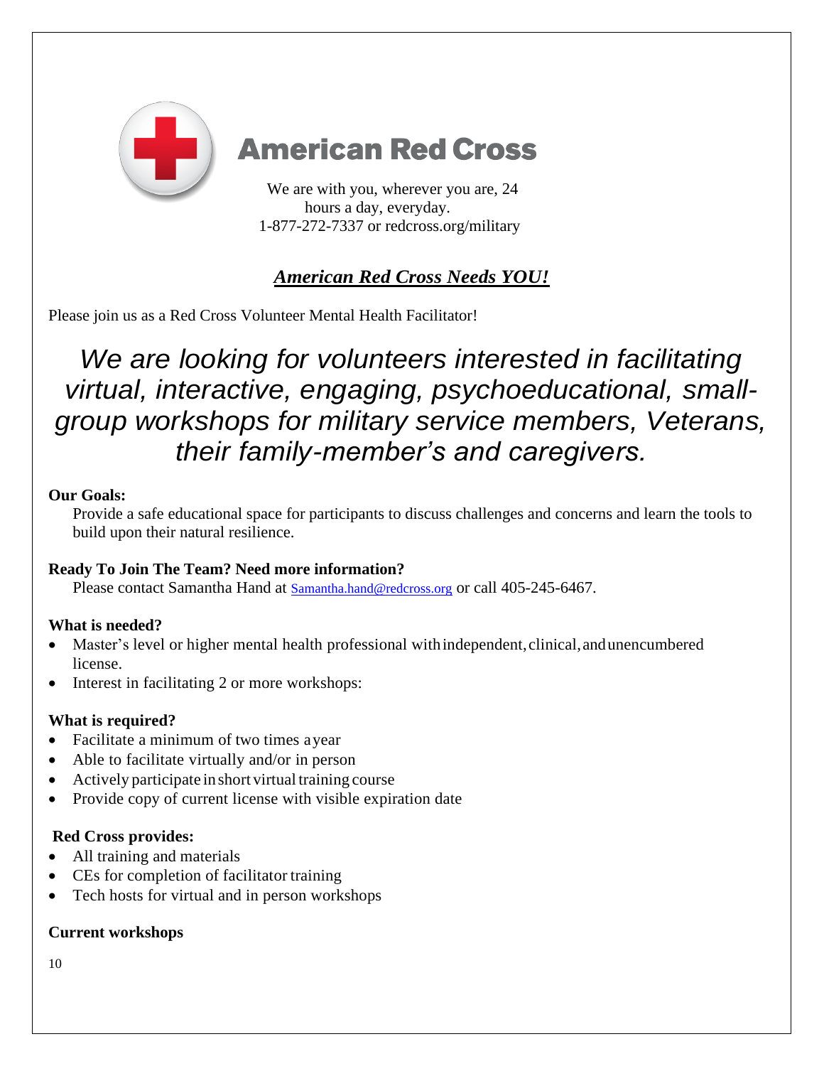# American Red Cross

We are with you, wherever you are, 24 hours a day, everyday.
1-877-272-7337 or redcross.org/military

## ***American Red Cross Needs YOU!***

Please join us as a Red Cross Volunteer Mental Health Facilitator!

*We are looking for volunteers interested in facilitating virtual, interactive, engaging, psychoeducational, small-group workshops for military service members, Veterans, their family-member's and caregivers.*

**Our Goals:**

Provide a safe educational space for participants to discuss challenges and concerns and learn the tools to build upon their natural resilience.

**Ready To Join The Team? Need more information?**

Please contact Samantha Hand at Samantha.hand@redcross.org or call 405-245-6467.

**What is needed?**

- Master's level or higher mental health professional with independent, clinical, and unencumbered license.
- Interest in facilitating 2 or more workshops:

**What is required?**

- Facilitate a minimum of two times a year
- Able to facilitate virtually and/or in person
- Actively participate in short virtual training course
- Provide copy of current license with visible expiration date

**Red Cross provides:**

- All training and materials
- CEs for completion of facilitator training
- Tech hosts for virtual and in person workshops

**Current workshops**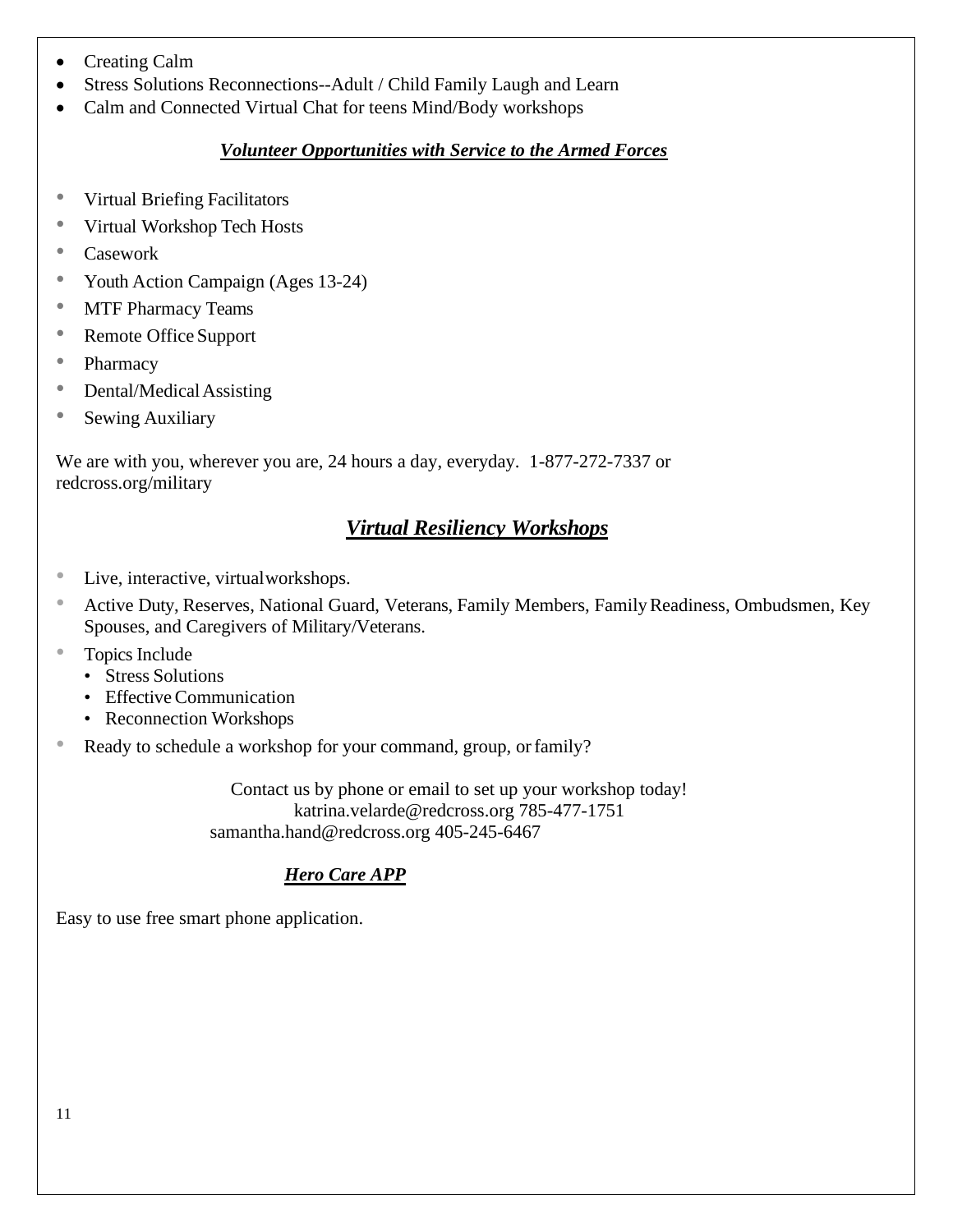- Creating Calm
- Stress Solutions Reconnections--Adult / Child Family Laugh and Learn
- Calm and Connected Virtual Chat for teens Mind/Body workshops

### ***Volunteer Opportunities with Service to the Armed Forces***

- Virtual Briefing Facilitators
- Virtual Workshop Tech Hosts
- Casework
- Youth Action Campaign (Ages 13-24)
- MTF Pharmacy Teams
- Remote Office Support
- Pharmacy
- Dental/Medical Assisting
- Sewing Auxiliary

We are with you, wherever you are, 24 hours a day, everyday. 1-877-272-7337 or redcross.org/military

## ***Virtual Resiliency Workshops***

- Live, interactive, virtual workshops.
- Active Duty, Reserves, National Guard, Veterans, Family Members, Family Readiness, Ombudsmen, Key Spouses, and Caregivers of Military/Veterans.
- Topics Include
  - Stress Solutions
  - Effective Communication
  - Reconnection Workshops
- Ready to schedule a workshop for your command, group, or family?

Contact us by phone or email to set up your workshop today!
katrina.velarde@redcross.org 785-477-1751
samantha.hand@redcross.org 405-245-6467

### ***Hero Care APP***

Easy to use free smart phone application.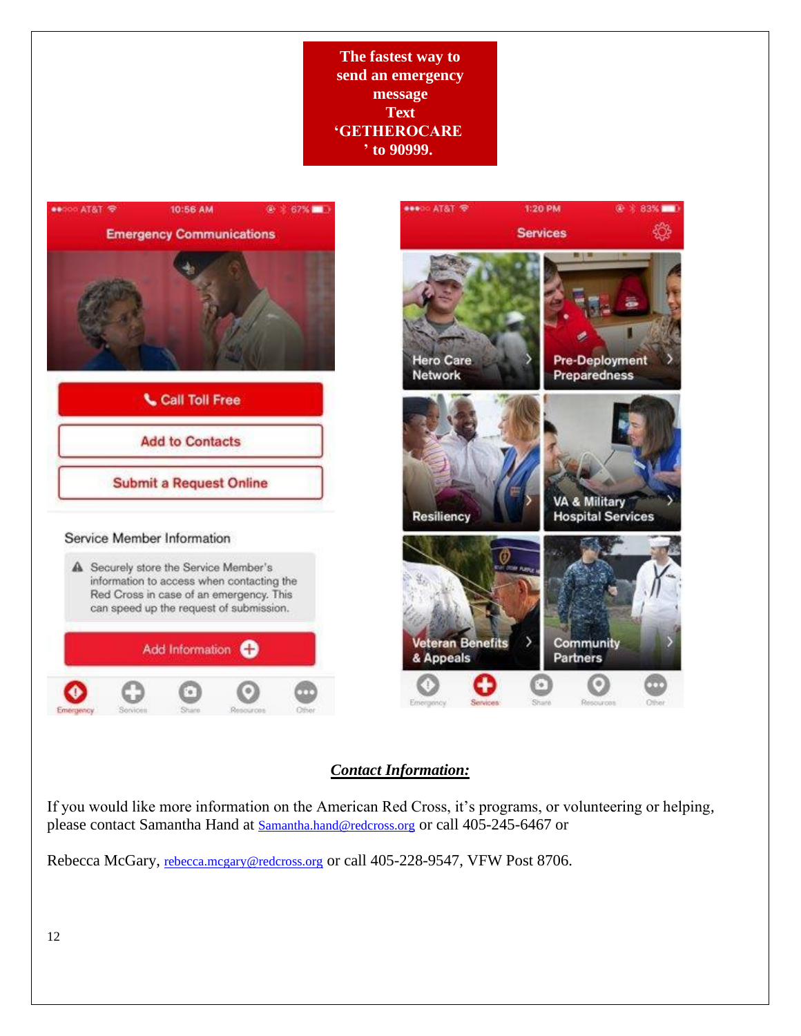**The fastest way to send an emergency message Text 'GETHEROCARE' to 90999.**

## *Contact Information:*

If you would like more information on the American Red Cross, it's programs, or volunteering or helping, please contact Samantha Hand at Samantha.hand@redcross.org or call 405-245-6467 or

Rebecca McGary, rebecca.mcgary@redcross.org or call 405-228-9547, VFW Post 8706.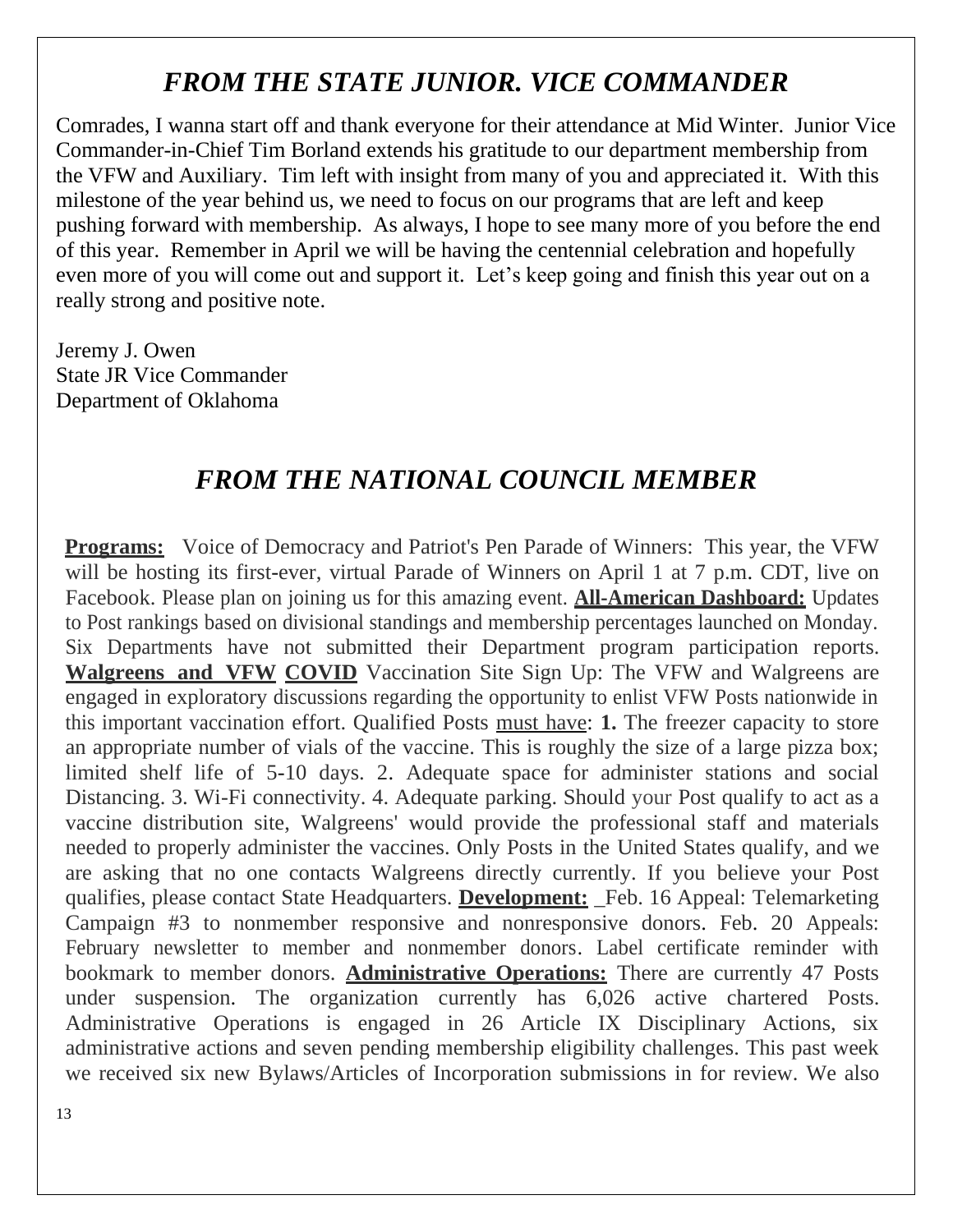## *FROM THE STATE JUNIOR. VICE COMMANDER*

Comrades, I wanna start off and thank everyone for their attendance at Mid Winter. Junior Vice Commander-in-Chief Tim Borland extends his gratitude to our department membership from the VFW and Auxiliary. Tim left with insight from many of you and appreciated it. With this milestone of the year behind us, we need to focus on our programs that are left and keep pushing forward with membership. As always, I hope to see many more of you before the end of this year. Remember in April we will be having the centennial celebration and hopefully even more of you will come out and support it. Let's keep going and finish this year out on a really strong and positive note.

Jeremy J. Owen
State JR Vice Commander
Department of Oklahoma

## *FROM THE NATIONAL COUNCIL MEMBER*

**Programs:** Voice of Democracy and Patriot's Pen Parade of Winners: This year, the VFW will be hosting its first-ever, virtual Parade of Winners on April 1 at 7 p.m. CDT, live on Facebook. Please plan on joining us for this amazing event. **All-American Dashboard:** Updates to Post rankings based on divisional standings and membership percentages launched on Monday. Six Departments have not submitted their Department program participation reports. **Walgreens and VFW COVID** Vaccination Site Sign Up: The VFW and Walgreens are engaged in exploratory discussions regarding the opportunity to enlist VFW Posts nationwide in this important vaccination effort. Qualified Posts must have: **1.** The freezer capacity to store an appropriate number of vials of the vaccine. This is roughly the size of a large pizza box; limited shelf life of 5-10 days. 2. Adequate space for administer stations and social Distancing. 3. Wi-Fi connectivity. 4. Adequate parking. Should your Post qualify to act as a vaccine distribution site, Walgreens' would provide the professional staff and materials needed to properly administer the vaccines. Only Posts in the United States qualify, and we are asking that no one contacts Walgreens directly currently. If you believe your Post qualifies, please contact State Headquarters. **Development:** _Feb. 16 Appeal: Telemarketing Campaign #3 to nonmember responsive and nonresponsive donors. Feb. 20 Appeals: February newsletter to member and nonmember donors. Label certificate reminder with bookmark to member donors. **Administrative Operations:** There are currently 47 Posts under suspension. The organization currently has 6,026 active chartered Posts. Administrative Operations is engaged in 26 Article IX Disciplinary Actions, six administrative actions and seven pending membership eligibility challenges. This past week we received six new Bylaws/Articles of Incorporation submissions in for review. We also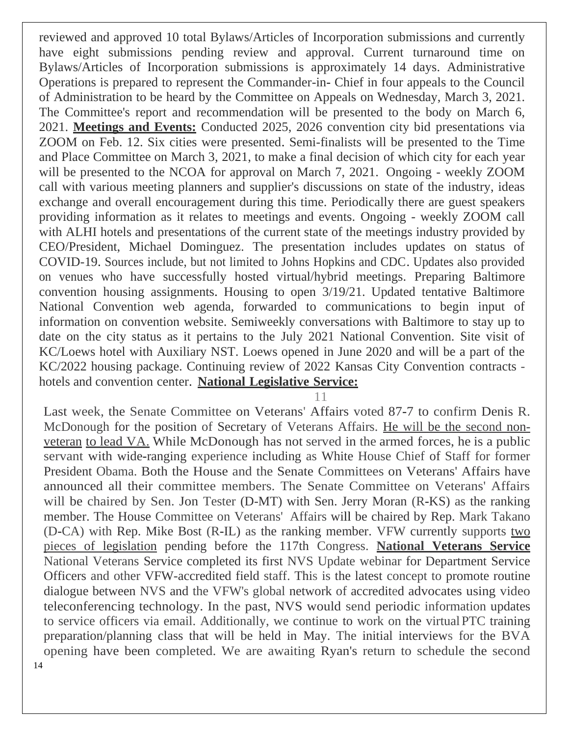reviewed and approved 10 total Bylaws/Articles of Incorporation submissions and currently have eight submissions pending review and approval. Current turnaround time on Bylaws/Articles of Incorporation submissions is approximately 14 days. Administrative Operations is prepared to represent the Commander-in- Chief in four appeals to the Council of Administration to be heard by the Committee on Appeals on Wednesday, March 3, 2021. The Committee's report and recommendation will be presented to the body on March 6, 2021. **Meetings and Events:** Conducted 2025, 2026 convention city bid presentations via ZOOM on Feb. 12. Six cities were presented. Semi-finalists will be presented to the Time and Place Committee on March 3, 2021, to make a final decision of which city for each year will be presented to the NCOA for approval on March 7, 2021. Ongoing - weekly ZOOM call with various meeting planners and supplier's discussions on state of the industry, ideas exchange and overall encouragement during this time. Periodically there are guest speakers providing information as it relates to meetings and events. Ongoing - weekly ZOOM call with ALHI hotels and presentations of the current state of the meetings industry provided by CEO/President, Michael Dominguez. The presentation includes updates on status of COVID-19. Sources include, but not limited to Johns Hopkins and CDC. Updates also provided on venues who have successfully hosted virtual/hybrid meetings. Preparing Baltimore convention housing assignments. Housing to open 3/19/21. Updated tentative Baltimore National Convention web agenda, forwarded to communications to begin input of information on convention website. Semiweekly conversations with Baltimore to stay up to date on the city status as it pertains to the July 2021 National Convention. Site visit of KC/Loews hotel with Auxiliary NST. Loews opened in June 2020 and will be a part of the KC/2022 housing package. Continuing review of 2022 Kansas City Convention contracts - hotels and convention center. **National Legislative Service:**

Last week, the Senate Committee on Veterans' Affairs voted 87-7 to confirm Denis R. McDonough for the position of Secretary of Veterans Affairs. He will be the second non-veteran to lead VA. While McDonough has not served in the armed forces, he is a public servant with wide-ranging experience including as White House Chief of Staff for former President Obama. Both the House and the Senate Committees on Veterans' Affairs have announced all their committee members. The Senate Committee on Veterans' Affairs will be chaired by Sen. Jon Tester (D-MT) with Sen. Jerry Moran (R-KS) as the ranking member. The House Committee on Veterans' Affairs will be chaired by Rep. Mark Takano (D-CA) with Rep. Mike Bost (R-IL) as the ranking member. VFW currently supports two pieces of legislation pending before the 117th Congress. **National Veterans Service** National Veterans Service completed its first NVS Update webinar for Department Service Officers and other VFW-accredited field staff. This is the latest concept to promote routine dialogue between NVS and the VFW's global network of accredited advocates using video teleconferencing technology. In the past, NVS would send periodic information updates to service officers via email. Additionally, we continue to work on the virtual PTC training preparation/planning class that will be held in May. The initial interviews for the BVA opening have been completed. We are awaiting Ryan's return to schedule the second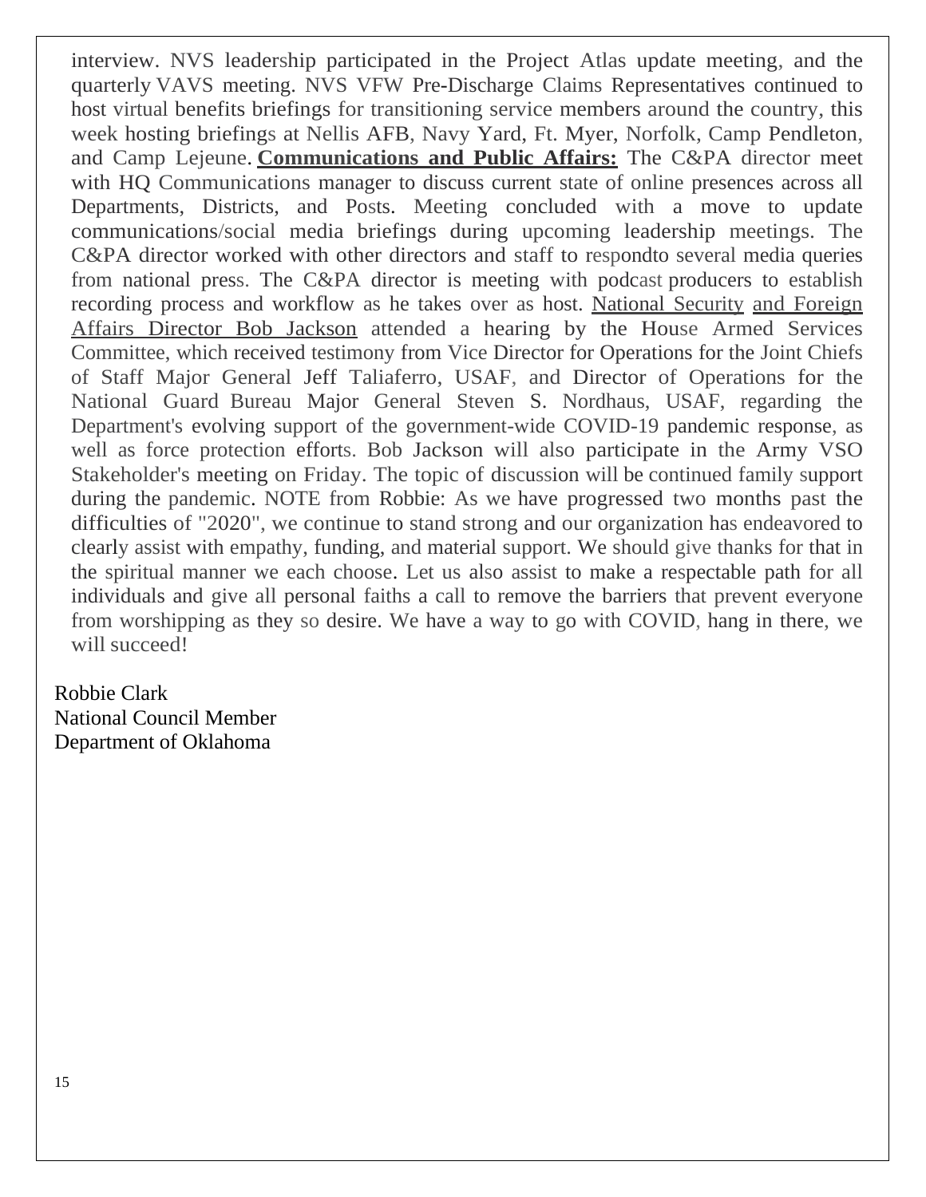interview. NVS leadership participated in the Project Atlas update meeting, and the quarterly VAVS meeting. NVS VFW Pre-Discharge Claims Representatives continued to host virtual benefits briefings for transitioning service members around the country, this week hosting briefings at Nellis AFB, Navy Yard, Ft. Myer, Norfolk, Camp Pendleton, and Camp Lejeune. **Communications and Public Affairs:** The C&PA director meet with HQ Communications manager to discuss current state of online presences across all Departments, Districts, and Posts. Meeting concluded with a move to update communications/social media briefings during upcoming leadership meetings. The C&PA director worked with other directors and staff to respondto several media queries from national press. The C&PA director is meeting with podcast producers to establish recording process and workflow as he takes over as host. National Security and Foreign Affairs Director Bob Jackson attended a hearing by the House Armed Services Committee, which received testimony from Vice Director for Operations for the Joint Chiefs of Staff Major General Jeff Taliaferro, USAF, and Director of Operations for the National Guard Bureau Major General Steven S. Nordhaus, USAF, regarding the Department's evolving support of the government-wide COVID-19 pandemic response, as well as force protection efforts. Bob Jackson will also participate in the Army VSO Stakeholder's meeting on Friday. The topic of discussion will be continued family support during the pandemic. NOTE from Robbie: As we have progressed two months past the difficulties of "2020", we continue to stand strong and our organization has endeavored to clearly assist with empathy, funding, and material support. We should give thanks for that in the spiritual manner we each choose. Let us also assist to make a respectable path for all individuals and give all personal faiths a call to remove the barriers that prevent everyone from worshipping as they so desire. We have a way to go with COVID, hang in there, we will succeed!

Robbie Clark
National Council Member
Department of Oklahoma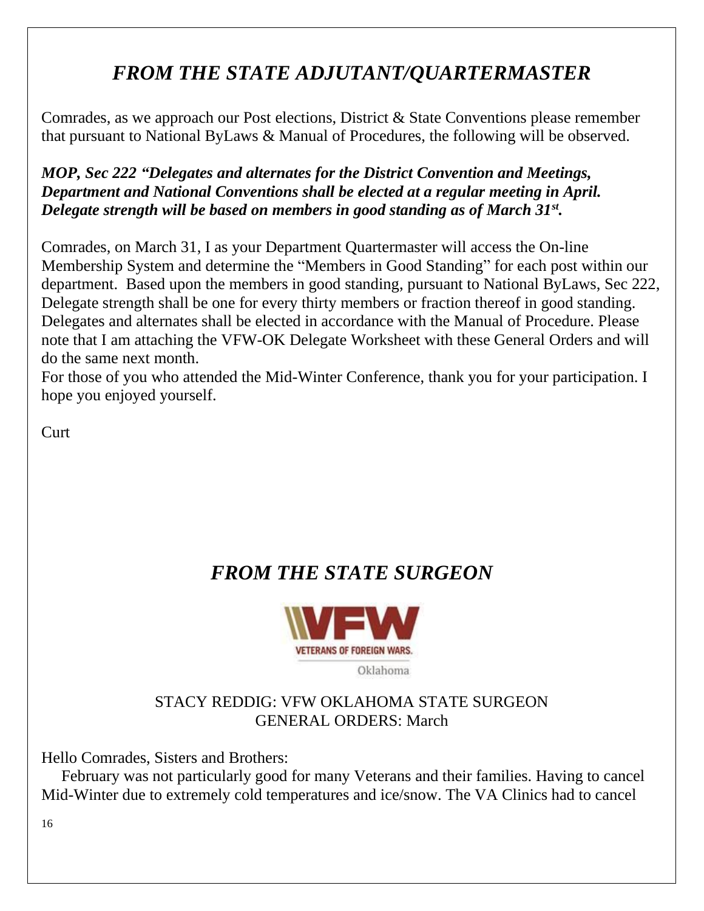# *FROM THE STATE ADJUTANT/QUARTERMASTER*

Comrades, as we approach our Post elections, District & State Conventions please remember that pursuant to National ByLaws & Manual of Procedures, the following will be observed.

***MOP, Sec 222 "Delegates and alternates for the District Convention and Meetings, Department and National Conventions shall be elected at a regular meeting in April. Delegate strength will be based on members in good standing as of March 31st.***

Comrades, on March 31, I as your Department Quartermaster will access the On-line Membership System and determine the "Members in Good Standing" for each post within our department. Based upon the members in good standing, pursuant to National ByLaws, Sec 222, Delegate strength shall be one for every thirty members or fraction thereof in good standing. Delegates and alternates shall be elected in accordance with the Manual of Procedure. Please note that I am attaching the VFW-OK Delegate Worksheet with these General Orders and will do the same next month.

For those of you who attended the Mid-Winter Conference, thank you for your participation. I hope you enjoyed yourself.

Curt

# *FROM THE STATE SURGEON*

VFW
VETERANS OF FOREIGN WARS.
Oklahoma

STACY REDDIG: VFW OKLAHOMA STATE SURGEON
GENERAL ORDERS: March

Hello Comrades, Sisters and Brothers:

February was not particularly good for many Veterans and their families. Having to cancel Mid-Winter due to extremely cold temperatures and ice/snow. The VA Clinics had to cancel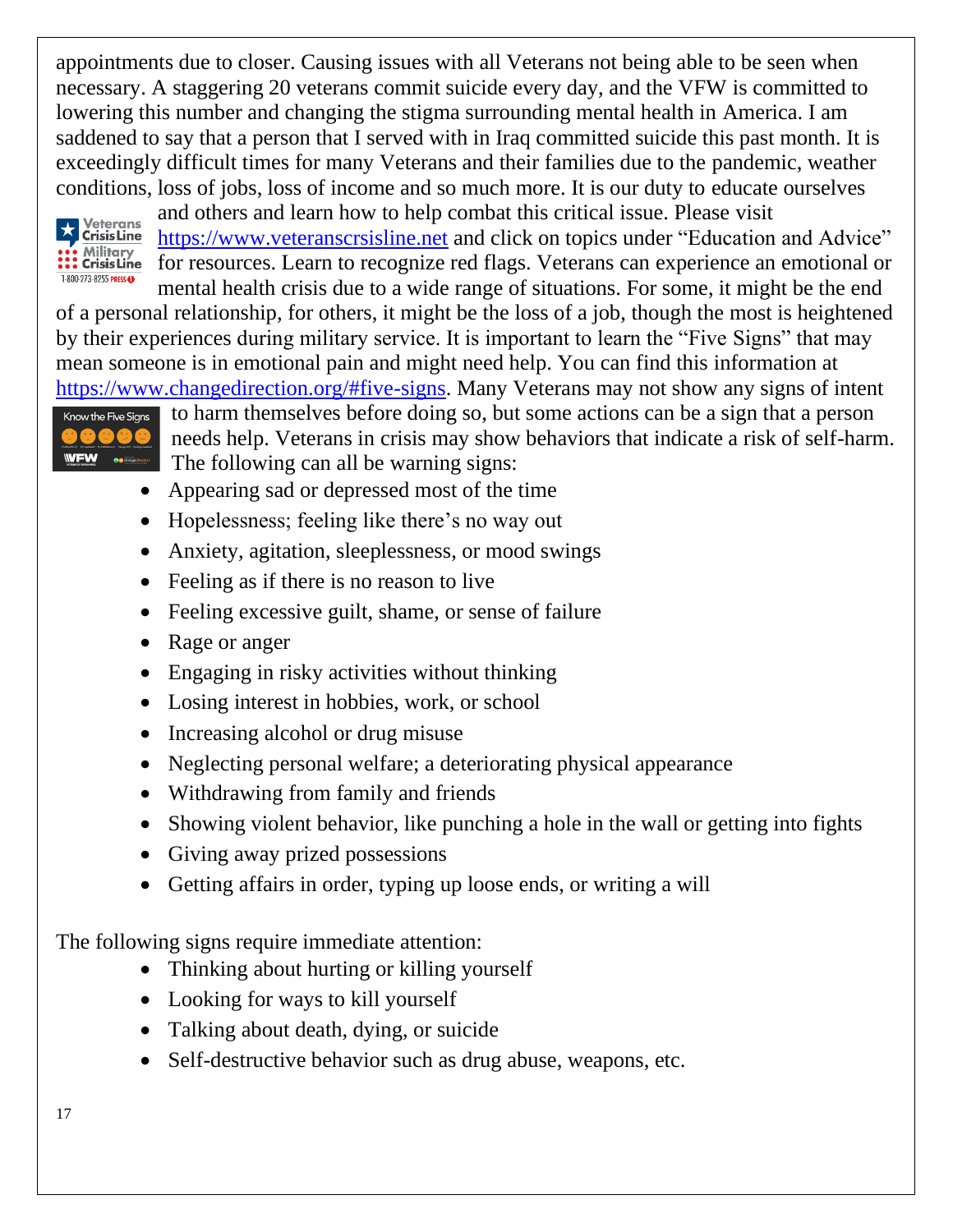appointments due to closer. Causing issues with all Veterans not being able to be seen when necessary. A staggering 20 veterans commit suicide every day, and the VFW is committed to lowering this number and changing the stigma surrounding mental health in America. I am saddened to say that a person that I served with in Iraq committed suicide this past month. It is exceedingly difficult times for many Veterans and their families due to the pandemic, weather conditions, loss of jobs, loss of income and so much more. It is our duty to educate ourselves and others and learn how to help combat this critical issue. Please visit https://www.veteranscrsisline.net and click on topics under "Education and Advice" for resources. Learn to recognize red flags. Veterans can experience an emotional or mental health crisis due to a wide range of situations. For some, it might be the end of a personal relationship, for others, it might be the loss of a job, though the most is heightened by their experiences during military service. It is important to learn the "Five Signs" that may mean someone is in emotional pain and might need help. You can find this information at https://www.changedirection.org/#five-signs. Many Veterans may not show any signs of intent to harm themselves before doing so, but some actions can be a sign that a person needs help. Veterans in crisis may show behaviors that indicate a risk of self-harm. The following can all be warning signs:

- Appearing sad or depressed most of the time
- Hopelessness; feeling like there's no way out
- Anxiety, agitation, sleeplessness, or mood swings
- Feeling as if there is no reason to live
- Feeling excessive guilt, shame, or sense of failure
- Rage or anger
- Engaging in risky activities without thinking
- Losing interest in hobbies, work, or school
- Increasing alcohol or drug misuse
- Neglecting personal welfare; a deteriorating physical appearance
- Withdrawing from family and friends
- Showing violent behavior, like punching a hole in the wall or getting into fights
- Giving away prized possessions
- Getting affairs in order, typing up loose ends, or writing a will

The following signs require immediate attention:

- Thinking about hurting or killing yourself
- Looking for ways to kill yourself
- Talking about death, dying, or suicide
- Self-destructive behavior such as drug abuse, weapons, etc.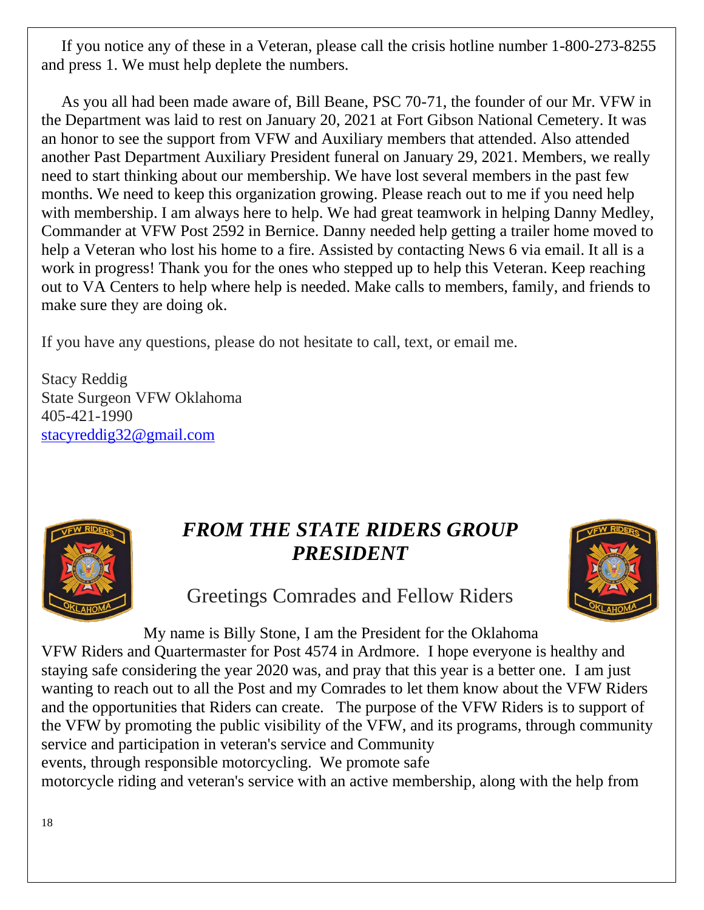If you notice any of these in a Veteran, please call the crisis hotline number 1-800-273-8255 and press 1. We must help deplete the numbers.

As you all had been made aware of, Bill Beane, PSC 70-71, the founder of our Mr. VFW in the Department was laid to rest on January 20, 2021 at Fort Gibson National Cemetery. It was an honor to see the support from VFW and Auxiliary members that attended. Also attended another Past Department Auxiliary President funeral on January 29, 2021. Members, we really need to start thinking about our membership. We have lost several members in the past few months. We need to keep this organization growing. Please reach out to me if you need help with membership. I am always here to help. We had great teamwork in helping Danny Medley, Commander at VFW Post 2592 in Bernice. Danny needed help getting a trailer home moved to help a Veteran who lost his home to a fire. Assisted by contacting News 6 via email. It all is a work in progress! Thank you for the ones who stepped up to help this Veteran. Keep reaching out to VA Centers to help where help is needed. Make calls to members, family, and friends to make sure they are doing ok.

If you have any questions, please do not hesitate to call, text, or email me.

Stacy Reddig
State Surgeon VFW Oklahoma
405-421-1990
stacyreddig32@gmail.com

## *FROM THE STATE RIDERS GROUP PRESIDENT*

Greetings Comrades and Fellow Riders

My name is Billy Stone, I am the President for the Oklahoma VFW Riders and Quartermaster for Post 4574 in Ardmore. I hope everyone is healthy and staying safe considering the year 2020 was, and pray that this year is a better one. I am just wanting to reach out to all the Post and my Comrades to let them know about the VFW Riders and the opportunities that Riders can create. The purpose of the VFW Riders is to support of the VFW by promoting the public visibility of the VFW, and its programs, through community service and participation in veteran's service and Community events, through responsible motorcycling. We promote safe motorcycle riding and veteran's service with an active membership, along with the help from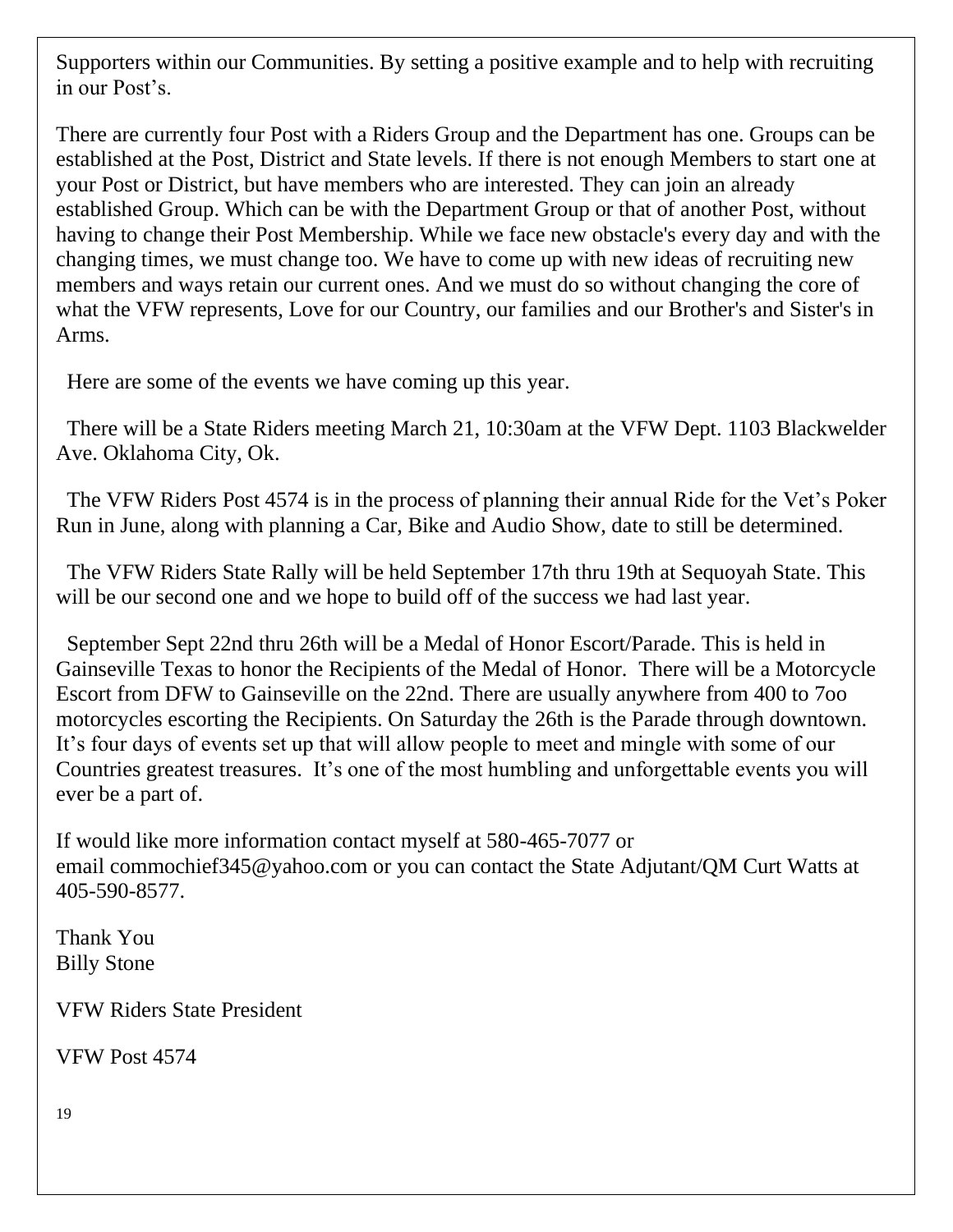Supporters within our Communities. By setting a positive example and to help with recruiting in our Post's.

There are currently four Post with a Riders Group and the Department has one. Groups can be established at the Post, District and State levels. If there is not enough Members to start one at your Post or District, but have members who are interested. They can join an already established Group. Which can be with the Department Group or that of another Post, without having to change their Post Membership. While we face new obstacle's every day and with the changing times, we must change too. We have to come up with new ideas of recruiting new members and ways retain our current ones. And we must do so without changing the core of what the VFW represents, Love for our Country, our families and our Brother's and Sister's in Arms.

Here are some of the events we have coming up this year.

There will be a State Riders meeting March 21, 10:30am at the VFW Dept. 1103 Blackwelder Ave. Oklahoma City, Ok.

The VFW Riders Post 4574 is in the process of planning their annual Ride for the Vet's Poker Run in June, along with planning a Car, Bike and Audio Show, date to still be determined.

The VFW Riders State Rally will be held September 17th thru 19th at Sequoyah State. This will be our second one and we hope to build off of the success we had last year.

September Sept 22nd thru 26th will be a Medal of Honor Escort/Parade. This is held in Gainseville Texas to honor the Recipients of the Medal of Honor. There will be a Motorcycle Escort from DFW to Gainseville on the 22nd. There are usually anywhere from 400 to 7oo motorcycles escorting the Recipients. On Saturday the 26th is the Parade through downtown. It's four days of events set up that will allow people to meet and mingle with some of our Countries greatest treasures. It's one of the most humbling and unforgettable events you will ever be a part of.

If would like more information contact myself at 580-465-7077 or email commochief345@yahoo.com or you can contact the State Adjutant/QM Curt Watts at 405-590-8577.

Thank You
Billy Stone

VFW Riders State President

VFW Post 4574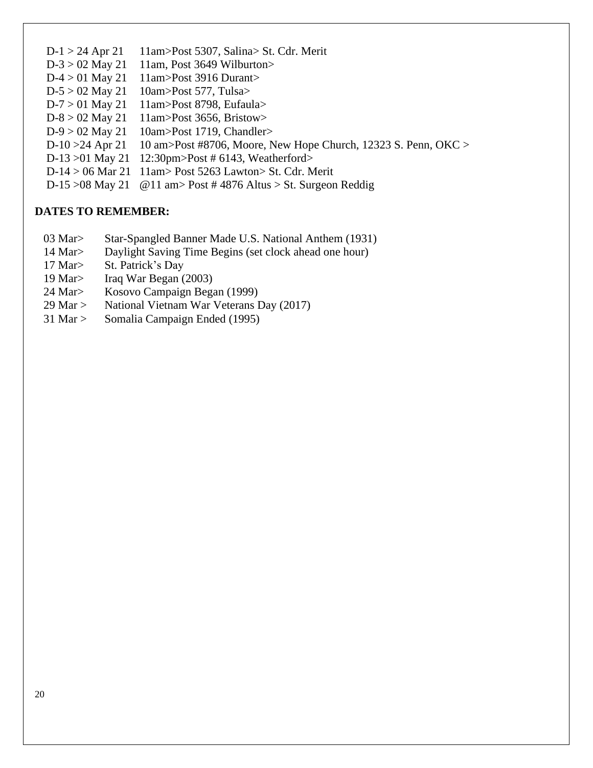D-1 > 24 Apr 21 11am>Post 5307, Salina> St. Cdr. Merit
D-3 > 02 May 21 11am, Post 3649 Wilburton>
D-4 > 01 May 21 11am>Post 3916 Durant>
D-5 > 02 May 21 10am>Post 577, Tulsa>
D-7 > 01 May 21 11am>Post 8798, Eufaula>
D-8 > 02 May 21 11am>Post 3656, Bristow>
D-9 > 02 May 21 10am>Post 1719, Chandler>
D-10 >24 Apr 21 10 am>Post #8706, Moore, New Hope Church, 12323 S. Penn, OKC >
D-13 >01 May 21 12:30pm>Post # 6143, Weatherford>
D-14 > 06 Mar 21 11am> Post 5263 Lawton> St. Cdr. Merit
D-15 >08 May 21 @11 am> Post # 4876 Altus > St. Surgeon Reddig

**DATES TO REMEMBER:**

03 Mar> Star-Spangled Banner Made U.S. National Anthem (1931)
14 Mar> Daylight Saving Time Begins (set clock ahead one hour)
17 Mar> St. Patrick's Day
19 Mar> Iraq War Began (2003)
24 Mar> Kosovo Campaign Began (1999)
29 Mar > National Vietnam War Veterans Day (2017)
31 Mar > Somalia Campaign Ended (1995)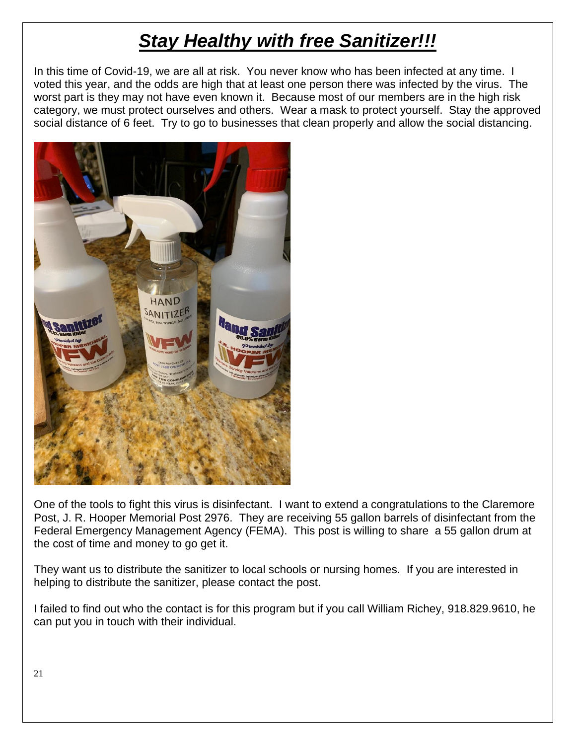# ***Stay Healthy with free Sanitizer!!!***

In this time of Covid-19, we are all at risk. You never know who has been infected at any time. I voted this year, and the odds are high that at least one person there was infected by the virus. The worst part is they may not have even known it. Because most of our members are in the high risk category, we must protect ourselves and others. Wear a mask to protect yourself. Stay the approved social distance of 6 feet. Try to go to businesses that clean properly and allow the social distancing.

One of the tools to fight this virus is disinfectant. I want to extend a congratulations to the Claremore Post, J. R. Hooper Memorial Post 2976. They are receiving 55 gallon barrels of disinfectant from the Federal Emergency Management Agency (FEMA). This post is willing to share a 55 gallon drum at the cost of time and money to go get it.

They want us to distribute the sanitizer to local schools or nursing homes. If you are interested in helping to distribute the sanitizer, please contact the post.

I failed to find out who the contact is for this program but if you call William Richey, 918.829.9610, he can put you in touch with their individual.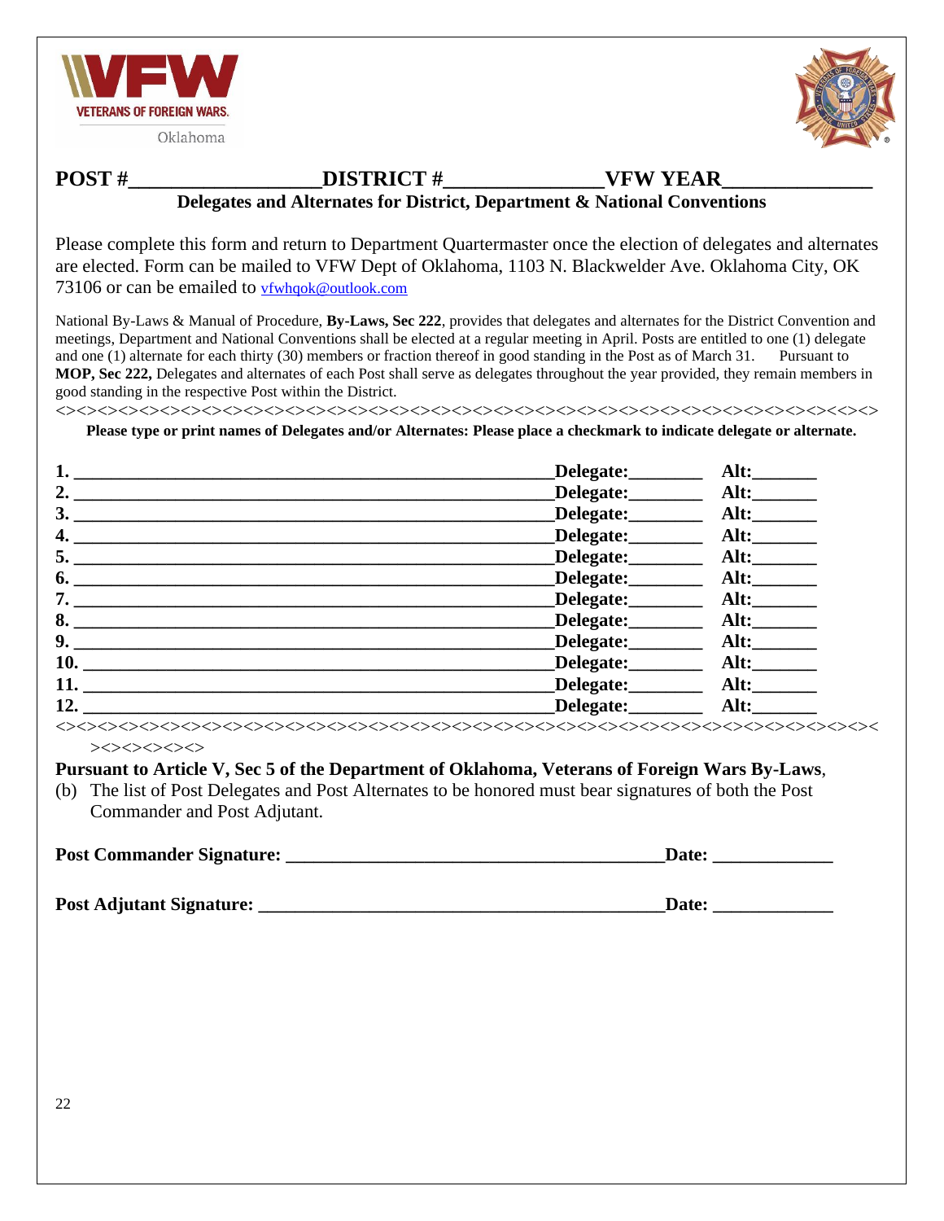VETERANS OF FOREIGN WARS.
Oklahoma

**POST #\_\_\_\_\_\_\_\_\_\_\_\_\_\_\_\_\_\_DISTRICT #\_\_\_\_\_\_\_\_\_\_\_\_\_\_\_VFW YEAR\_\_\_\_\_\_\_\_\_\_\_\_\_\_**

**Delegates and Alternates for District, Department & National Conventions**

Please complete this form and return to Department Quartermaster once the election of delegates and alternates are elected. Form can be mailed to VFW Dept of Oklahoma, 1103 N. Blackwelder Ave. Oklahoma City, OK 73106 or can be emailed to vfwhqok@outlook.com

National By-Laws & Manual of Procedure, **By-Laws, Sec 222**, provides that delegates and alternates for the District Convention and meetings, Department and National Conventions shall be elected at a regular meeting in April. Posts are entitled to one (1) delegate and one (1) alternate for each thirty (30) members or fraction thereof in good standing in the Post as of March 31. Pursuant to **MOP, Sec 222,** Delegates and alternates of each Post shall serve as delegates throughout the year provided, they remain members in good standing in the respective Post within the District.

<><><><><><><><><><><><><><><><><><><><><><><><><><><><><><><><><><><><><><><><>

**Please type or print names of Delegates and/or Alternates: Please place a checkmark to indicate delegate or alternate.**

**1.** \_\_\_\_\_\_\_\_\_\_\_\_\_\_\_\_\_\_\_\_\_\_\_\_\_\_\_\_\_\_\_\_\_\_\_\_\_\_\_\_\_\_\_\_\_\_\_\_\_\_\_\_**Delegate:**\_\_\_\_\_\_\_\_ **Alt:**\_\_\_\_\_\_\_
**2.** \_\_\_\_\_\_\_\_\_\_\_\_\_\_\_\_\_\_\_\_\_\_\_\_\_\_\_\_\_\_\_\_\_\_\_\_\_\_\_\_\_\_\_\_\_\_\_\_\_\_\_\_**Delegate:**\_\_\_\_\_\_\_\_ **Alt:**\_\_\_\_\_\_\_
**3.** \_\_\_\_\_\_\_\_\_\_\_\_\_\_\_\_\_\_\_\_\_\_\_\_\_\_\_\_\_\_\_\_\_\_\_\_\_\_\_\_\_\_\_\_\_\_\_\_\_\_\_\_**Delegate:**\_\_\_\_\_\_\_\_ **Alt:**\_\_\_\_\_\_\_
**4.** \_\_\_\_\_\_\_\_\_\_\_\_\_\_\_\_\_\_\_\_\_\_\_\_\_\_\_\_\_\_\_\_\_\_\_\_\_\_\_\_\_\_\_\_\_\_\_\_\_\_\_\_**Delegate:**\_\_\_\_\_\_\_\_ **Alt:**\_\_\_\_\_\_\_
**5.** \_\_\_\_\_\_\_\_\_\_\_\_\_\_\_\_\_\_\_\_\_\_\_\_\_\_\_\_\_\_\_\_\_\_\_\_\_\_\_\_\_\_\_\_\_\_\_\_\_\_\_\_**Delegate:**\_\_\_\_\_\_\_\_ **Alt:**\_\_\_\_\_\_\_
**6.** \_\_\_\_\_\_\_\_\_\_\_\_\_\_\_\_\_\_\_\_\_\_\_\_\_\_\_\_\_\_\_\_\_\_\_\_\_\_\_\_\_\_\_\_\_\_\_\_\_\_\_\_**Delegate:**\_\_\_\_\_\_\_\_ **Alt:**\_\_\_\_\_\_\_
**7.** \_\_\_\_\_\_\_\_\_\_\_\_\_\_\_\_\_\_\_\_\_\_\_\_\_\_\_\_\_\_\_\_\_\_\_\_\_\_\_\_\_\_\_\_\_\_\_\_\_\_\_\_**Delegate:**\_\_\_\_\_\_\_\_ **Alt:**\_\_\_\_\_\_\_
**8.** \_\_\_\_\_\_\_\_\_\_\_\_\_\_\_\_\_\_\_\_\_\_\_\_\_\_\_\_\_\_\_\_\_\_\_\_\_\_\_\_\_\_\_\_\_\_\_\_\_\_\_\_**Delegate:**\_\_\_\_\_\_\_\_ **Alt:**\_\_\_\_\_\_\_
**9.** \_\_\_\_\_\_\_\_\_\_\_\_\_\_\_\_\_\_\_\_\_\_\_\_\_\_\_\_\_\_\_\_\_\_\_\_\_\_\_\_\_\_\_\_\_\_\_\_\_\_\_\_**Delegate:**\_\_\_\_\_\_\_\_ **Alt:**\_\_\_\_\_\_\_
**10.** \_\_\_\_\_\_\_\_\_\_\_\_\_\_\_\_\_\_\_\_\_\_\_\_\_\_\_\_\_\_\_\_\_\_\_\_\_\_\_\_\_\_\_\_\_\_\_\_\_\_\_**Delegate:**\_\_\_\_\_\_\_\_ **Alt:**\_\_\_\_\_\_\_
**11.** \_\_\_\_\_\_\_\_\_\_\_\_\_\_\_\_\_\_\_\_\_\_\_\_\_\_\_\_\_\_\_\_\_\_\_\_\_\_\_\_\_\_\_\_\_\_\_\_\_\_\_**Delegate:**\_\_\_\_\_\_\_\_ **Alt:**\_\_\_\_\_\_\_
**12.** \_\_\_\_\_\_\_\_\_\_\_\_\_\_\_\_\_\_\_\_\_\_\_\_\_\_\_\_\_\_\_\_\_\_\_\_\_\_\_\_\_\_\_\_\_\_\_\_\_\_\_**Delegate:**\_\_\_\_\_\_\_\_ **Alt:**\_\_\_\_\_\_\_

<><><><><><><><><><><><><><><><><><><><><><><><><><><><><><><><><><><><><><><><><><><><>

**Pursuant to Article V, Sec 5 of the Department of Oklahoma, Veterans of Foreign Wars By-Laws**,

(b) The list of Post Delegates and Post Alternates to be honored must bear signatures of both the Post Commander and Post Adjutant.

**Post Commander Signature:** \_\_\_\_\_\_\_\_\_\_\_\_\_\_\_\_\_\_\_\_\_\_\_\_\_\_\_\_\_\_\_\_\_\_\_\_\_\_\_\_**Date:** \_\_\_\_\_\_\_\_\_\_\_\_\_

**Post Adjutant Signature:** \_\_\_\_\_\_\_\_\_\_\_\_\_\_\_\_\_\_\_\_\_\_\_\_\_\_\_\_\_\_\_\_\_\_\_\_\_\_\_\_\_\_\_**Date:** \_\_\_\_\_\_\_\_\_\_\_\_\_